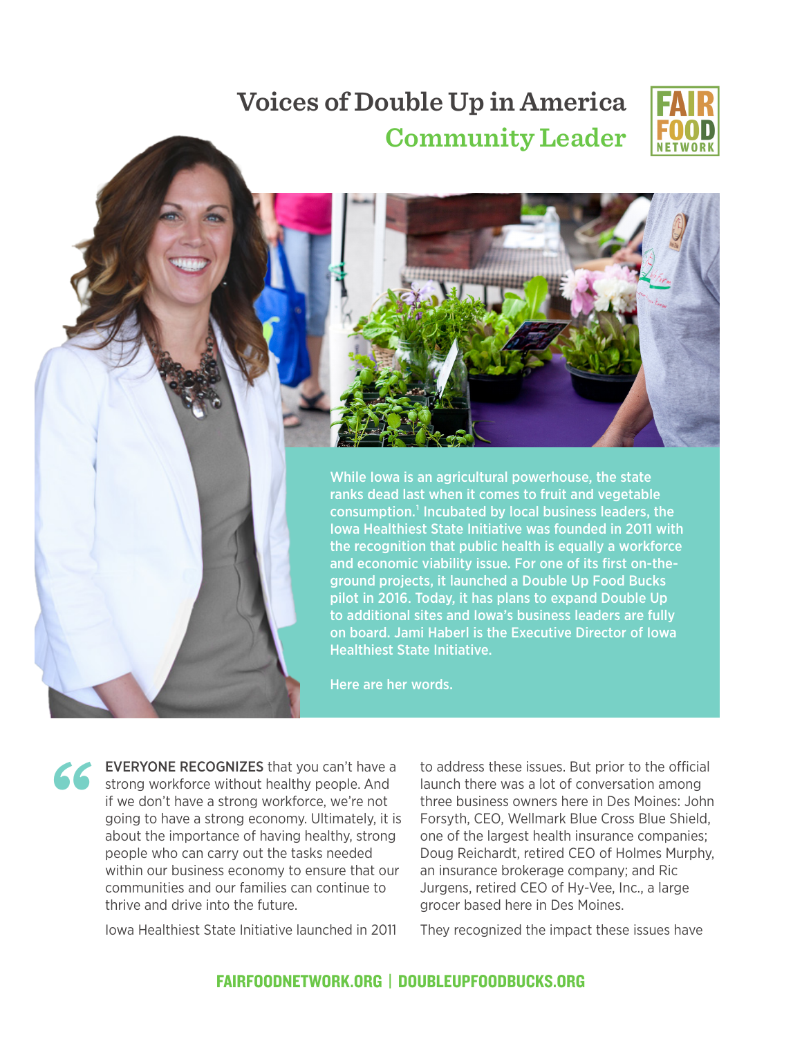# Voices of Double Up in America

## Community Leader

FAIR FOOD NETWORK

**While Iowa is an agricultural powerhouse, the state ranks dead last when it comes to fruit and vegetable consumption.[1] Incubated by local business leaders, the Iowa Healthiest State Initiative was founded in 2011 with the recognition that public health is equally a workforce and economic viability issue. For one of its first on-the-ground projects, it launched a Double Up Food Bucks pilot in 2016. Today, it has plans to expand Double Up to additional sites and Iowa's business leaders are fully on board. Jami Haberl is the Executive Director of Iowa Healthiest State Initiative.**

**Here are her words.**

"EVERYONE RECOGNIZES that you can't have a strong workforce without healthy people. And if we don't have a strong workforce, we're not going to have a strong economy. Ultimately, it is about the importance of having healthy, strong people who can carry out the tasks needed within our business economy to ensure that our communities and our families can continue to thrive and drive into the future.

Iowa Healthiest State Initiative launched in 2011 to address these issues. But prior to the official launch there was a lot of conversation among three business owners here in Des Moines: John Forsyth, CEO, Wellmark Blue Cross Blue Shield, one of the largest health insurance companies; Doug Reichardt, retired CEO of Holmes Murphy, an insurance brokerage company; and Ric Jurgens, retired CEO of Hy-Vee, Inc., a large grocer based here in Des Moines.

They recognized the impact these issues have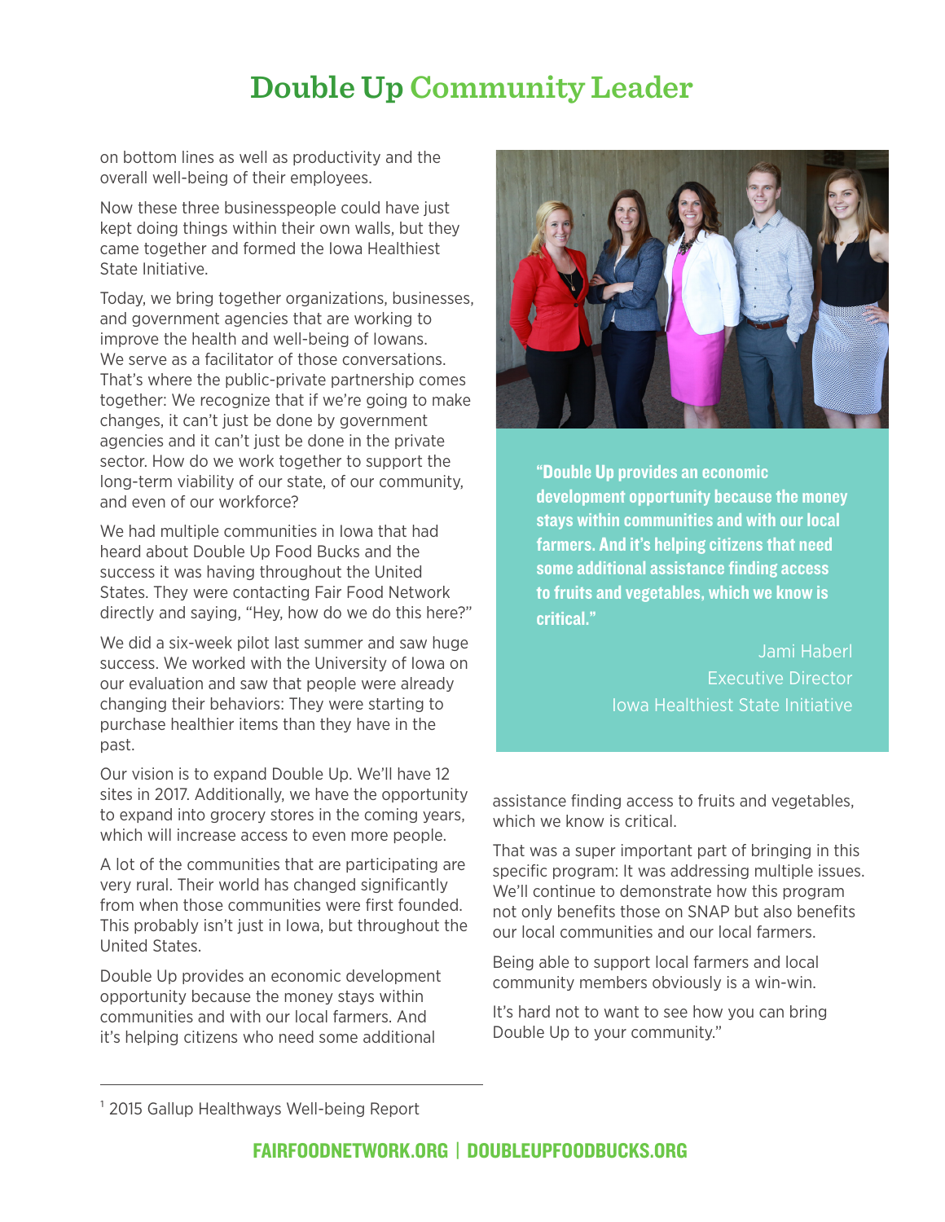# Double Up Community Leader

on bottom lines as well as productivity and the overall well-being of their employees.

Now these three businesspeople could have just kept doing things within their own walls, but they came together and formed the Iowa Healthiest State Initiative.

Today, we bring together organizations, businesses, and government agencies that are working to improve the health and well-being of Iowans. We serve as a facilitator of those conversations. That's where the public-private partnership comes together: We recognize that if we're going to make changes, it can't just be done by government agencies and it can't just be done in the private sector. How do we work together to support the long-term viability of our state, of our community, and even of our workforce?

We had multiple communities in Iowa that had heard about Double Up Food Bucks and the success it was having throughout the United States. They were contacting Fair Food Network directly and saying, "Hey, how do we do this here?"

We did a six-week pilot last summer and saw huge success. We worked with the University of Iowa on our evaluation and saw that people were already changing their behaviors: They were starting to purchase healthier items than they have in the past.

Our vision is to expand Double Up. We'll have 12 sites in 2017. Additionally, we have the opportunity to expand into grocery stores in the coming years, which will increase access to even more people.

A lot of the communities that are participating are very rural. Their world has changed significantly from when those communities were first founded. This probably isn't just in Iowa, but throughout the United States.

Double Up provides an economic development opportunity because the money stays within communities and with our local farmers. And it's helping citizens who need some additional assistance finding access to fruits and vegetables, which we know is critical.

That was a super important part of bringing in this specific program: It was addressing multiple issues. We'll continue to demonstrate how this program not only benefits those on SNAP but also benefits our local communities and our local farmers.

Being able to support local farmers and local community members obviously is a win-win.

It's hard not to want to see how you can bring Double Up to your community."

**"Double Up provides an economic development opportunity because the money stays within communities and with our local farmers. And it's helping citizens that need some additional assistance finding access to fruits and vegetables, which we know is critical."**

Jami Haberl
Executive Director
Iowa Healthiest State Initiative

[1] 2015 Gallup Healthways Well-being Report

FAIRFOODNETWORK.ORG | DOUBLEUPFOODBUCKS.ORG